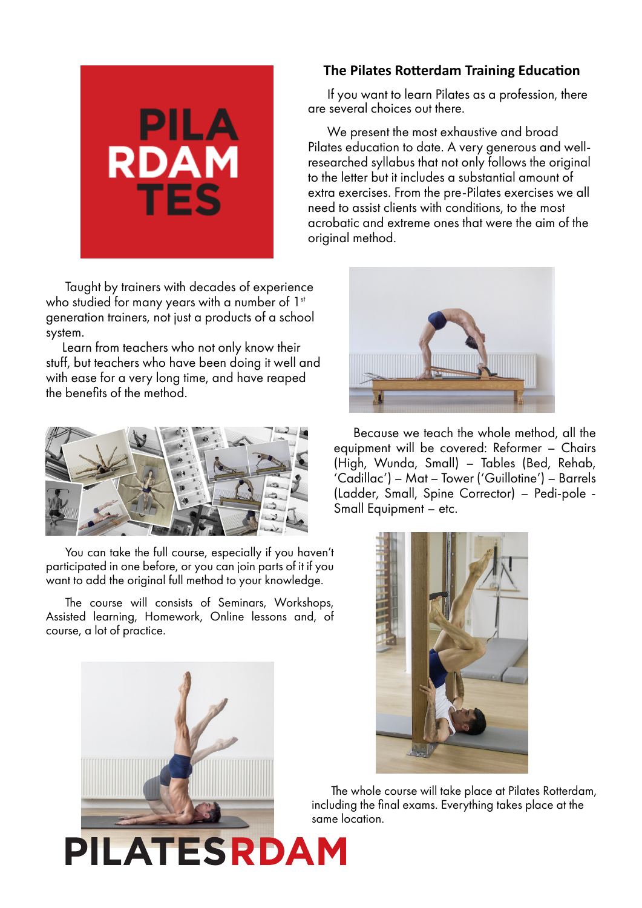## The Pilates Rotterdam Training Education

If you want to learn Pilates as a profession, there are several choices out there.

We present the most exhaustive and broad Pilates education to date. A very generous and well-researched syllabus that not only follows the original to the letter but it includes a substantial amount of extra exercises. From the pre-Pilates exercises we all need to assist clients with conditions, to the most acrobatic and extreme ones that were the aim of the original method.

Taught by trainers with decades of experience who studied for many years with a number of 1st generation trainers, not just a products of a school system.

Learn from teachers who not only know their stuff, but teachers who have been doing it well and with ease for a very long time, and have reaped the benefits of the method.

Because we teach the whole method, all the equipment will be covered: Reformer – Chairs (High, Wunda, Small) – Tables (Bed, Rehab, 'Cadillac') – Mat – Tower ('Guillotine') – Barrels (Ladder, Small, Spine Corrector) – Pedi-pole - Small Equipment – etc.

You can take the full course, especially if you haven't participated in one before, or you can join parts of it if you want to add the original full method to your knowledge.

The course will consist of Seminars, Workshops, Assisted learning, Homework, Online lessons and, of course, a lot of practice.

The whole course will take place at Pilates Rotterdam, including the final exams. Everything takes place at the same location.

**PILATESRDAM**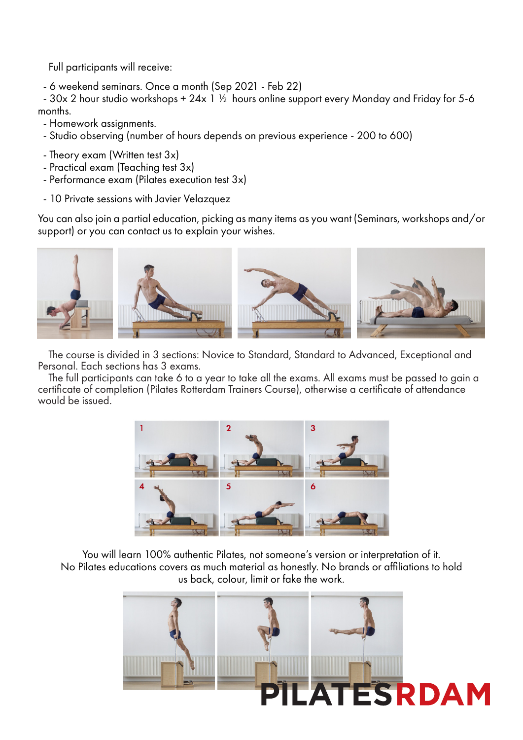Full participants will receive:

- 6 weekend seminars. Once a month (Sep 2021 - Feb 22)
- 30x 2 hour studio workshops + 24x 1 ½ hours online support every Monday and Friday for 5-6 months.
- Homework assignments.
- Studio observing (number of hours depends on previous experience - 200 to 600)

- Theory exam (Written test 3x)
- Practical exam (Teaching test 3x)
- Performance exam (Pilates execution test 3x)

- 10 Private sessions with Javier Velazquez

You can also join a partial education, picking as many items as you want (Seminars, workshops and/or support) or you can contact us to explain your wishes.

The course is divided in 3 sections: Novice to Standard, Standard to Advanced, Exceptional and Personal. Each sections has 3 exams.

The full participants can take 6 to a year to take all the exams. All exams must be passed to gain a certificate of completion (Pilates Rotterdam Trainers Course), otherwise a certificate of attendance would be issued.

You will learn 100% authentic Pilates, not someone's version or interpretation of it.
No Pilates educations covers as much material as honestly. No brands or affiliations to hold us back, colour, limit or fake the work.

**PILATESRDAM**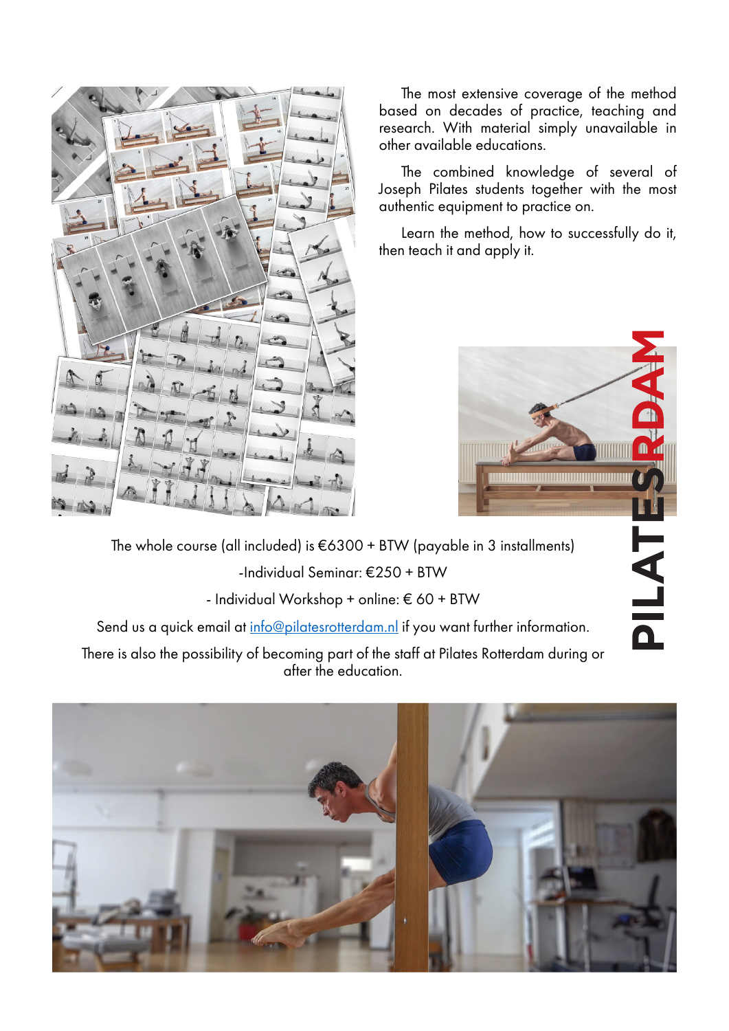The most extensive coverage of the method based on decades of practice, teaching and research. With material simply unavailable in other available educations.

The combined knowledge of several of Joseph Pilates students together with the most authentic equipment to practice on.

Learn the method, how to successfully do it, then teach it and apply it.

PILATESRDAM

The whole course (all included) is €6300 + BTW (payable in 3 installments)

-Individual Seminar: €250 + BTW

- Individual Workshop + online: € 60 + BTW

Send us a quick email at info@pilatesrotterdam.nl if you want further information.

There is also the possibility of becoming part of the staff at Pilates Rotterdam during or after the education.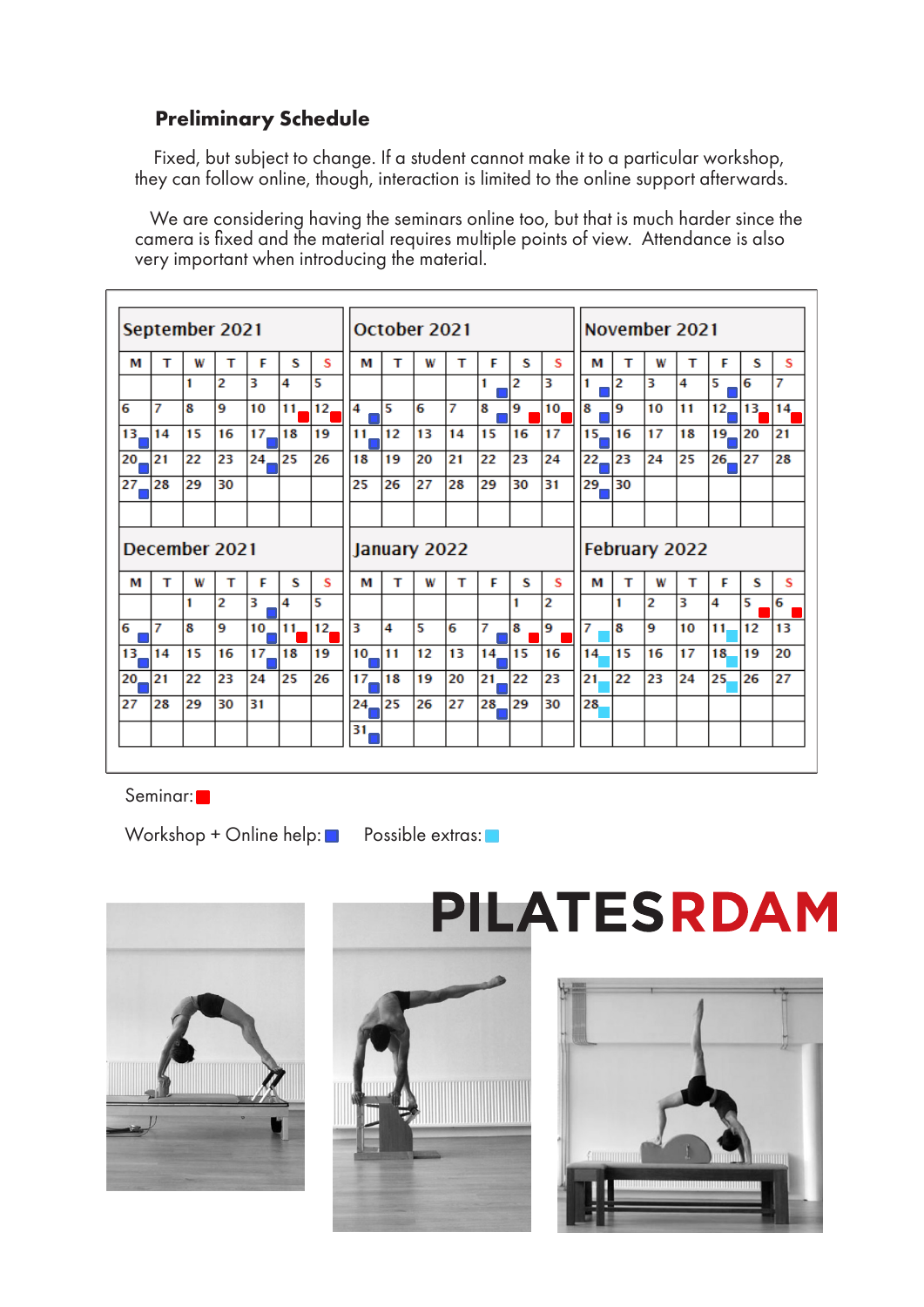**Preliminary Schedule**

Fixed, but subject to change. If a student cannot make it to a particular workshop, they can follow online, though, interaction is limited to the online support afterwards.

We are considering having the seminars online too, but that is much harder since the camera is fixed and the material requires multiple points of view. Attendance is also very important when introducing the material.

**September 2021**

| M | T | W | T | F | S | S |
|---|---|---|---|---|---|---|
| | | 1 | 2 | 3 | 4 | 5 |
| 6 | 7 | 8 | 9 | 10 | 11 | 12 |
| 13 | 14 | 15 | 16 | 17 | 18 | 19 |
| 20 | 21 | 22 | 23 | 24 | 25 | 26 |
| 27 | 28 | 29 | 30 | | | |

**October 2021**

| M | T | W | T | F | S | S |
|---|---|---|---|---|---|---|
| | | | | 1 | 2 | 3 |
| 4 | 5 | 6 | 7 | 8 | 9 | 10 |
| 11 | 12 | 13 | 14 | 15 | 16 | 17 |
| 18 | 19 | 20 | 21 | 22 | 23 | 24 |
| 25 | 26 | 27 | 28 | 29 | 30 | 31 |

**November 2021**

| M | T | W | T | F | S | S |
|---|---|---|---|---|---|---|
| 1 | 2 | 3 | 4 | 5 | 6 | 7 |
| 8 | 9 | 10 | 11 | 12 | 13 | 14 |
| 15 | 16 | 17 | 18 | 19 | 20 | 21 |
| 22 | 23 | 24 | 25 | 26 | 27 | 28 |
| 29 | 30 | | | | | |

**December 2021**

| M | T | W | T | F | S | S |
|---|---|---|---|---|---|---|
| | | 1 | 2 | 3 | 4 | 5 |
| 6 | 7 | 8 | 9 | 10 | 11 | 12 |
| 13 | 14 | 15 | 16 | 17 | 18 | 19 |
| 20 | 21 | 22 | 23 | 24 | 25 | 26 |
| 27 | 28 | 29 | 30 | 31 | | |

**January 2022**

| M | T | W | T | F | S | S |
|---|---|---|---|---|---|---|
| | | | | | 1 | 2 |
| 3 | 4 | 5 | 6 | 7 | 8 | 9 |
| 10 | 11 | 12 | 13 | 14 | 15 | 16 |
| 17 | 18 | 19 | 20 | 21 | 22 | 23 |
| 24 | 25 | 26 | 27 | 28 | 29 | 30 |
| 31 | | | | | | |

**February 2022**

| M | T | W | T | F | S | S |
|---|---|---|---|---|---|---|
| | 1 | 2 | 3 | 4 | 5 | 6 |
| 7 | 8 | 9 | 10 | 11 | 12 | 13 |
| 14 | 15 | 16 | 17 | 18 | 19 | 20 |
| 21 | 22 | 23 | 24 | 25 | 26 | 27 |
| 28 | | | | | | |

Seminar: ■

Workshop + Online help: ■ Possible extras: ■

**PILATESRDAM**